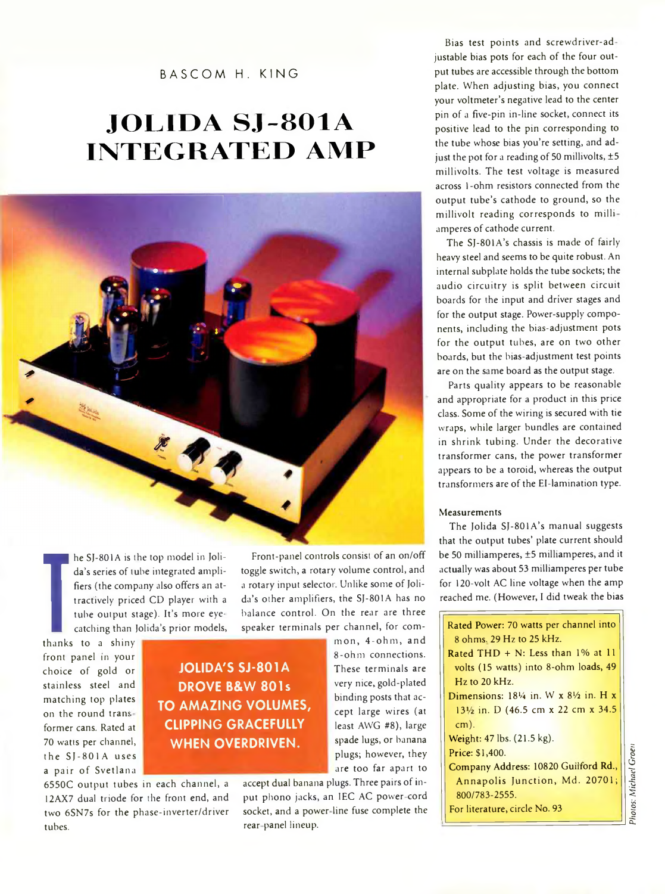BASCOM H. KING

# JOLIDA SJ-801A INTEGRATED AMP

The SJ-801A is the top model in Jolida's series of tube integrated amplifiers (the company also offers an attractively priced CD player with a tube output stage). It's more eye-catching than Jolida's prior models, thanks to a shiny front panel in your choice of gold or stainless steel and matching top plates on the round transformer cans. Rated at 70 watts per channel, the SJ-801A uses a pair of Svetlana 6550C output tubes in each channel, a 12AX7 dual triode for the front end, and two 6SN7s for the phase-inverter/driver tubes.

**JOLIDA'S SJ-801A DROVE B&W 801s TO AMAZING VOLUMES, CLIPPING GRACEFULLY WHEN OVERDRIVEN.**

Front-panel controls consist of an on/off toggle switch, a rotary volume control, and a rotary input selector. Unlike some of Jolida's other amplifiers, the SJ-801A has no balance control. On the rear are three speaker terminals per channel, for common, 4-ohm, and 8-ohm connections. These terminals are very nice, gold-plated binding posts that accept large wires (at least AWG #8), large spade lugs, or banana plugs; however, they are too far apart to accept dual banana plugs. Three pairs of input phono jacks, an IEC AC power-cord socket, and a power-line fuse complete the rear-panel lineup.

Bias test points and screwdriver-adjustable bias pots for each of the four output tubes are accessible through the bottom plate. When adjusting bias, you connect your voltmeter's negative lead to the center pin of a five-pin in-line socket, connect its positive lead to the pin corresponding to the tube whose bias you're setting, and adjust the pot for a reading of 50 millivolts, ±5 millivolts. The test voltage is measured across 1-ohm resistors connected from the output tube's cathode to ground, so the millivolt reading corresponds to milliamperes of cathode current.

The SJ-801A's chassis is made of fairly heavy steel and seems to be quite robust. An internal subplate holds the tube sockets; the audio circuitry is split between circuit boards for the input and driver stages and for the output stage. Power-supply components, including the bias-adjustment pots for the output tubes, are on two other boards, but the bias-adjustment test points are on the same board as the output stage.

Parts quality appears to be reasonable and appropriate for a product in this price class. Some of the wiring is secured with tie wraps, while larger bundles are contained in shrink tubing. Under the decorative transformer cans, the power transformer appears to be a toroid, whereas the output transformers are of the EI-lamination type.

### Measurements

The Jolida SJ-801A's manual suggests that the output tubes' plate current should be 50 milliamperes, ±5 milliamperes, and it actually was about 53 milliamperes per tube for 120-volt AC line voltage when the amp reached me. (However, I did tweak the bias

---

**Rated Power:** 70 watts per channel into 8 ohms, 29 Hz to 25 kHz.

**Rated THD + N:** Less than 1% at 11 volts (15 watts) into 8-ohm loads, 49 Hz to 20 kHz.

**Dimensions:** 18¼ in. W x 8½ in. H x 13½ in. D (46.5 cm x 22 cm x 34.5 cm).

**Weight:** 47 lbs. (21.5 kg).

**Price:** $1,400.

**Company Address:** 10820 Guilford Rd., Annapolis Junction, Md. 20701; 800/783-2555.

For literature, circle No. 93

Photos: Michael Groen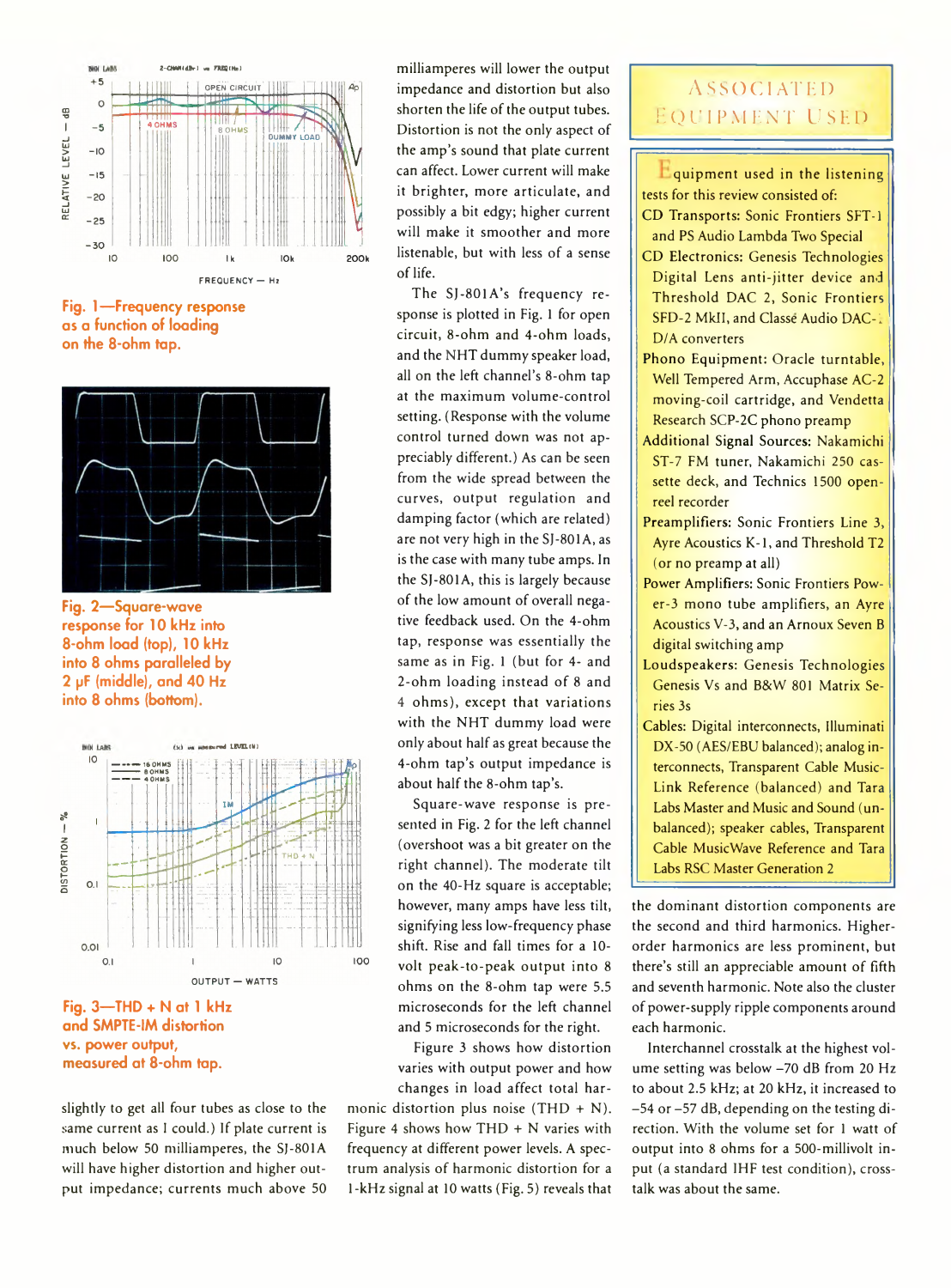slightly to get all four tubes as close to the same current as I could.) If plate current is much below 50 milliamperes, the SJ-801A will have higher distortion and higher output impedance; currents much above 50 milliamperes will lower the output impedance and distortion but also shorten the life of the output tubes. Distortion is not the only aspect of the amp's sound that plate current can affect. Lower current will make it brighter, more articulate, and possibly a bit edgy; higher current will make it smoother and more listenable, but with less of a sense of life.

The SJ-801A's frequency response is plotted in Fig. 1 for open circuit, 8-ohm and 4-ohm loads, and the NHT dummy speaker load, all on the left channel's 8-ohm tap at the maximum volume-control setting. (Response with the volume control turned down was not appreciably different.) As can be seen from the wide spread between the curves, output regulation and damping factor (which are related) are not very high in the SJ-801A, as is the case with many tube amps. In the SJ-801A, this is largely because of the low amount of overall negative feedback used. On the 4-ohm tap, response was essentially the same as in Fig. 1 (but for 4- and 2-ohm loading instead of 8 and 4 ohms), except that variations with the NHT dummy load were only about half as great because the 4-ohm tap's output impedance is about half the 8-ohm tap's.

Square-wave response is presented in Fig. 2 for the left channel (overshoot was a bit greater on the right channel). The moderate tilt on the 40-Hz square is acceptable; however, many amps have less tilt, signifying less low-frequency phase shift. Rise and fall times for a 10-volt peak-to-peak output into 8 ohms on the 8-ohm tap were 5.5 microseconds for the left channel and 5 microseconds for the right.

Figure 3 shows how distortion varies with output power and how changes in load affect total harmonic distortion plus noise (THD + N). Figure 4 shows how THD + N varies with frequency at different power levels. A spectrum analysis of harmonic distortion for a 1-kHz signal at 10 watts (Fig. 5) reveals that the dominant distortion components are the second and third harmonics. Higher-order harmonics are less prominent, but there's still an appreciable amount of fifth and seventh harmonic. Note also the cluster of power-supply ripple components around each harmonic.

Interchannel crosstalk at the highest volume setting was below −70 dB from 20 Hz to about 2.5 kHz; at 20 kHz, it increased to −54 or −57 dB, depending on the testing direction. With the volume set for 1 watt of output into 8 ohms for a 500-millivolt input (a standard IHF test condition), crosstalk was about the same.

Fig. 1—Frequency response as a function of loading on the 8-ohm tap.

Fig. 2—Square-wave response for 10 kHz into 8-ohm load (top), 10 kHz into 8 ohms paralleled by 2 µF (middle), and 40 Hz into 8 ohms (bottom).

Fig. 3—THD + N at 1 kHz and SMPTE-IM distortion vs. power output, measured at 8-ohm tap.

## Associated Equipment Used

Equipment used in the listening tests for this review consisted of:

- CD Transports: Sonic Frontiers SFT-1 and PS Audio Lambda Two Special
- CD Electronics: Genesis Technologies Digital Lens anti-jitter device and Threshold DAC 2, Sonic Frontiers SFD-2 MkII, and Classé Audio DAC-1 D/A converters
- Phono Equipment: Oracle turntable, Well Tempered Arm, Accuphase AC-2 moving-coil cartridge, and Vendetta Research SCP-2C phono preamp
- Additional Signal Sources: Nakamichi ST-7 FM tuner, Nakamichi 250 cassette deck, and Technics 1500 open-reel recorder
- Preamplifiers: Sonic Frontiers Line 3, Ayre Acoustics K-1, and Threshold T2 (or no preamp at all)
- Power Amplifiers: Sonic Frontiers Power-3 mono tube amplifiers, an Ayre Acoustics V-3, and an Arnoux Seven B digital switching amp
- Loudspeakers: Genesis Technologies Genesis Vs and B&W 801 Matrix Series 3s
- Cables: Digital interconnects, Illuminati DX-50 (AES/EBU balanced); analog interconnects, Transparent Cable MusicLink Reference (balanced) and Tara Labs Master and Music and Sound (unbalanced); speaker cables, Transparent Cable MusicWave Reference and Tara Labs RSC Master Generation 2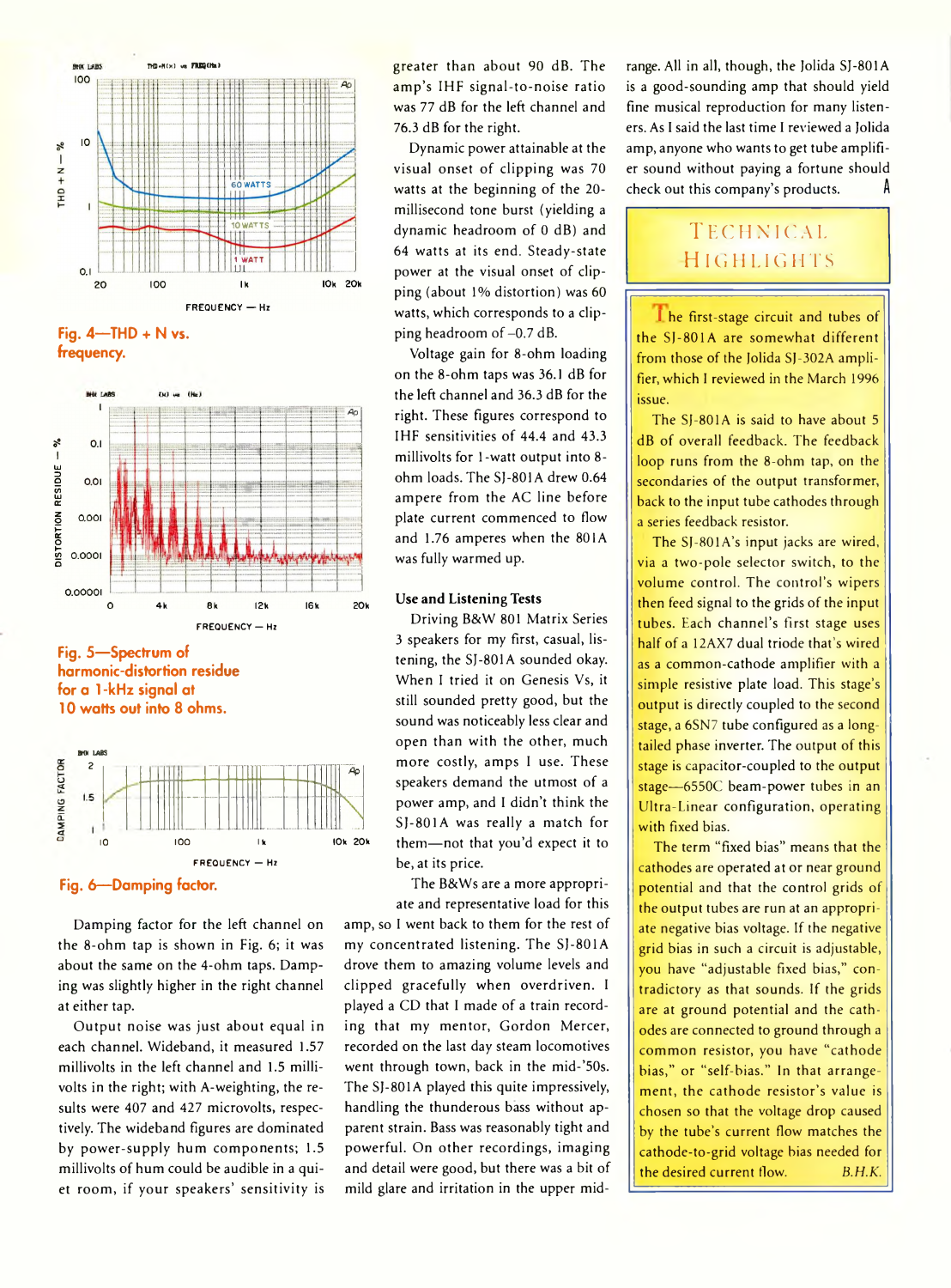BHK LABS THD+N(x) vs FREQ(Hz)

100

10

1

0.1

THD + N — %

60 WATTS

10 WATTS

1 WATT

20 100 1k 10k 20k

FREQUENCY — Hz

Ap

**Fig. 4—THD + N vs. frequency.**

BHK LABS (x) vs (Hz)

1

0.1

0.01

0.001

0.0001

0.00001

DISTORTION RESIDUE — %

0 4k 8k 12k 16k 20k

FREQUENCY — Hz

Ap

**Fig. 5—Spectrum of harmonic-distortion residue for a 1-kHz signal at 10 watts out into 8 ohms.**

BHK LABS

2

1.5

1

DAMPING FACTOR

10 100 1k 10k 20k

FREQUENCY — Hz

Ap

**Fig. 6—Damping factor.**

Damping factor for the left channel on the 8-ohm tap is shown in Fig. 6; it was about the same on the 4-ohm taps. Damping was slightly higher in the right channel at either tap.

Output noise was just about equal in each channel. Wideband, it measured 1.57 millivolts in the left channel and 1.5 millivolts in the right; with A-weighting, the results were 407 and 427 microvolts, respectively. The wideband figures are dominated by power-supply hum components; 1.5 millivolts of hum could be audible in a quiet room, if your speakers' sensitivity is greater than about 90 dB. The amp's IHF signal-to-noise ratio was 77 dB for the left channel and 76.3 dB for the right.

Dynamic power attainable at the visual onset of clipping was 70 watts at the beginning of the 20-millisecond tone burst (yielding a dynamic headroom of 0 dB) and 64 watts at its end. Steady-state power at the visual onset of clipping (about 1% distortion) was 60 watts, which corresponds to a clipping headroom of –0.7 dB.

Voltage gain for 8-ohm loading on the 8-ohm taps was 36.1 dB for the left channel and 36.3 dB for the right. These figures correspond to IHF sensitivities of 44.4 and 43.3 millivolts for 1-watt output into 8-ohm loads. The SJ-801A drew 0.64 ampere from the AC line before plate current commenced to flow and 1.76 amperes when the 801A was fully warmed up.

## Use and Listening Tests

Driving B&W 801 Matrix Series 3 speakers for my first, casual, listening, the SJ-801A sounded okay. When I tried it on Genesis Vs, it still sounded pretty good, but the sound was noticeably less clear and open than with the other, much more costly, amps I use. These speakers demand the utmost of a power amp, and I didn't think the SJ-801A was really a match for them—not that you'd expect it to be, at its price.

The B&Ws are a more appropriate and representative load for this amp, so I went back to them for the rest of my concentrated listening. The SJ-801A drove them to amazing volume levels and clipped gracefully when overdriven. I played a CD that I made of a train recording that my mentor, Gordon Mercer, recorded on the last day steam locomotives went through town, back in the mid-'50s. The SJ-801A played this quite impressively, handling the thunderous bass without apparent strain. Bass was reasonably tight and powerful. On other recordings, imaging and detail were good, but there was a bit of mild glare and irritation in the upper midrange. All in all, though, the Jolida SJ-801A is a good-sounding amp that should yield fine musical reproduction for many listeners. As I said the last time I reviewed a Jolida amp, anyone who wants to get tube amplifier sound without paying a fortune should check out this company's products.

## Technical Highlights

The first-stage circuit and tubes of the SJ-801A are somewhat different from those of the Jolida SJ-302A amplifier, which I reviewed in the March 1996 issue.

The SJ-801A is said to have about 5 dB of overall feedback. The feedback loop runs from the 8-ohm tap, on the secondaries of the output transformer, back to the input tube cathodes through a series feedback resistor.

The SJ-801A's input jacks are wired, via a two-pole selector switch, to the volume control. The control's wipers then feed signal to the grids of the input tubes. Each channel's first stage uses half of a 12AX7 dual triode that's wired as a common-cathode amplifier with a simple resistive plate load. This stage's output is directly coupled to the second stage, a 6SN7 tube configured as a long-tailed phase inverter. The output of this stage is capacitor-coupled to the output stage—6550C beam-power tubes in an Ultra-Linear configuration, operating with fixed bias.

The term "fixed bias" means that the cathodes are operated at or near ground potential and that the control grids of the output tubes are run at an appropriate negative bias voltage. If the negative grid bias in such a circuit is adjustable, you have "adjustable fixed bias," contradictory as that sounds. If the grids are at ground potential and the cathodes are connected to ground through a common resistor, you have "cathode bias," or "self-bias." In that arrangement, the cathode resistor's value is chosen so that the voltage drop caused by the tube's current flow matches the cathode-to-grid voltage bias needed for the desired current flow. *B.H.K.*